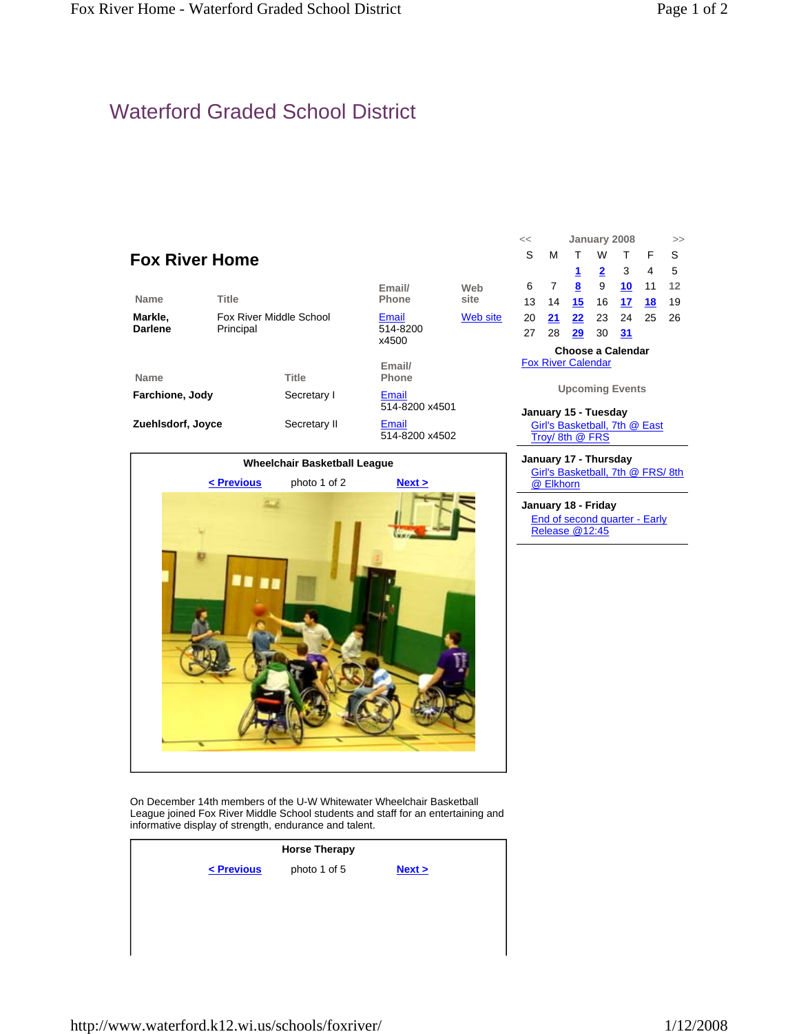# Waterford Graded School District

## Fox River Home

| Name | Title | Email/ Phone | Web site |
|---|---|---|---|
| **Markle, Darlene** | Fox River Middle School Principal | Email 514-8200 x4500 | Web site |

| Name | Title | Email/ Phone |
|---|---|---|
| **Farchione, Jody** | Secretary I | Email 514-8200 x4501 |
| **Zuehlsdorf, Joyce** | Secretary II | Email 514-8200 x4502 |

**Wheelchair Basketball League**

< Previous photo 1 of 2 Next >

On December 14th members of the U-W Whitewater Wheelchair Basketball League joined Fox River Middle School students and staff for an entertaining and informative display of strength, endurance and talent.

**Horse Therapy**

< Previous photo 1 of 5 Next >

<< January 2008 >>

| S | M | T | W | T | F | S |
|---|---|---|---|---|---|---|
| | | 1 | 2 | 3 | 4 | 5 |
| 6 | 7 | 8 | 9 | 10 | 11 | 12 |
| 13 | 14 | 15 | 16 | 17 | 18 | 19 |
| 20 | 21 | 22 | 23 | 24 | 25 | 26 |
| 27 | 28 | 29 | 30 | 31 | | |

**Choose a Calendar**

Fox River Calendar

**Upcoming Events**

**January 15 - Tuesday**
Girl's Basketball, 7th @ East Troy/ 8th @ FRS

**January 17 - Thursday**
Girl's Basketball, 7th @ FRS/ 8th @ Elkhorn

**January 18 - Friday**
End of second quarter - Early Release @12:45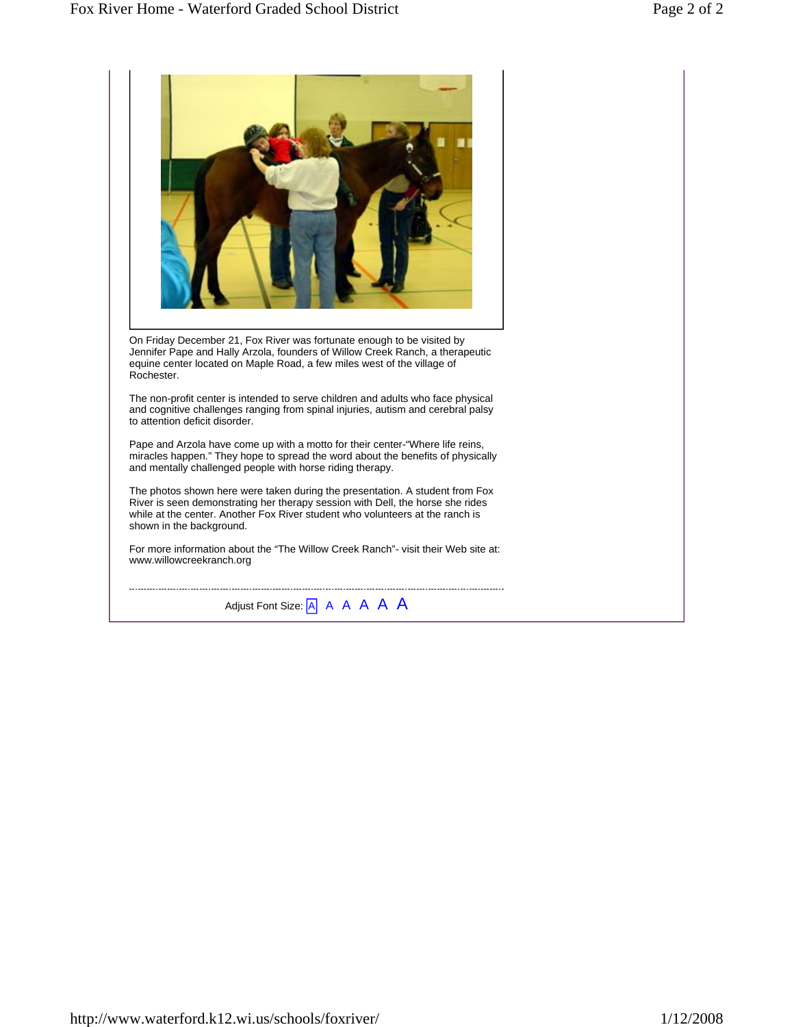On Friday December 21, Fox River was fortunate enough to be visited by Jennifer Pape and Hally Arzola, founders of Willow Creek Ranch, a therapeutic equine center located on Maple Road, a few miles west of the village of Rochester.

The non-profit center is intended to serve children and adults who face physical and cognitive challenges ranging from spinal injuries, autism and cerebral palsy to attention deficit disorder.

Pape and Arzola have come up with a motto for their center-"Where life reins, miracles happen." They hope to spread the word about the benefits of physically and mentally challenged people with horse riding therapy.

The photos shown here were taken during the presentation. A student from Fox River is seen demonstrating her therapy session with Dell, the horse she rides while at the center. Another Fox River student who volunteers at the ranch is shown in the background.

For more information about the "The Willow Creek Ranch"- visit their Web site at: www.willowcreekranch.org

---

Adjust Font Size: A A A A A A